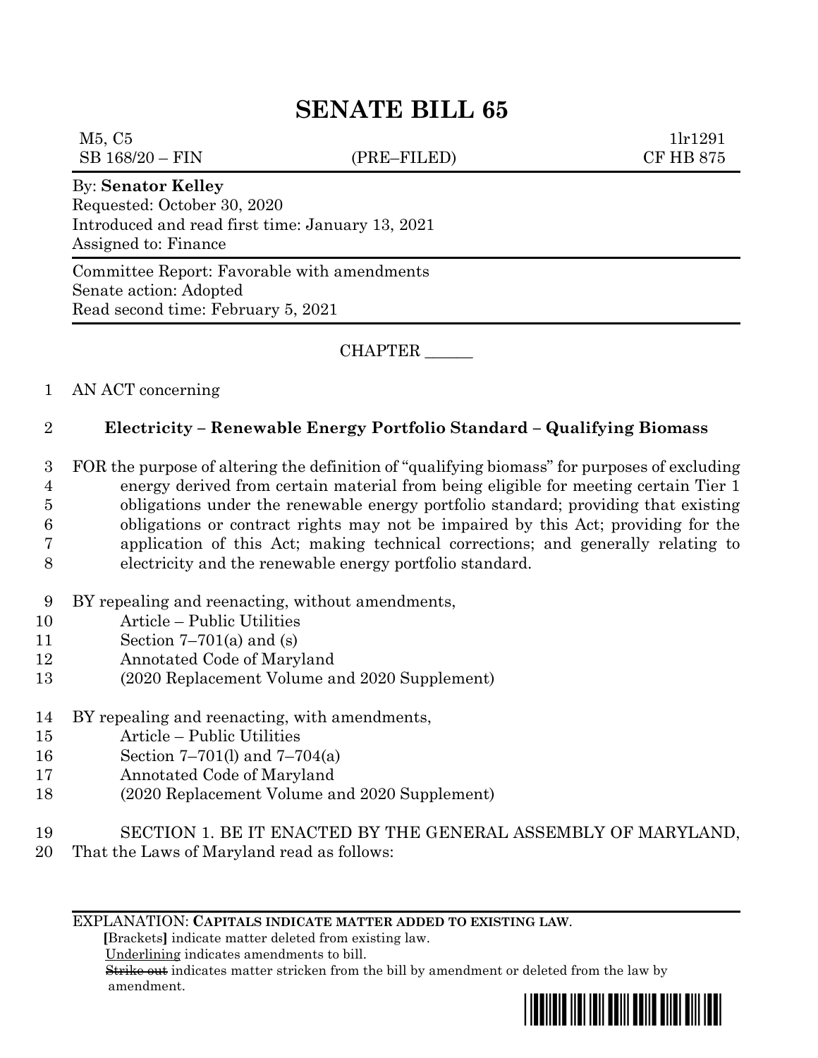# SENATE BILL 65

M5, C5 1lr1291
SB 168/20 – FIN (PRE–FILED) CF HB 875

By: **Senator Kelley**
Requested: October 30, 2020
Introduced and read first time: January 13, 2021
Assigned to: Finance

Committee Report: Favorable with amendments
Senate action: Adopted
Read second time: February 5, 2021

CHAPTER ______

1 AN ACT concerning

2 **Electricity – Renewable Energy Portfolio Standard – Qualifying Biomass**

3 FOR the purpose of altering the definition of "qualifying biomass" for purposes of excluding
4 energy derived from certain material from being eligible for meeting certain Tier 1
5 obligations under the renewable energy portfolio standard; providing that existing
6 obligations or contract rights may not be impaired by this Act; providing for the
7 application of this Act; making technical corrections; and generally relating to
8 electricity and the renewable energy portfolio standard.

9 BY repealing and reenacting, without amendments,
10 Article – Public Utilities
11 Section 7–701(a) and (s)
12 Annotated Code of Maryland
13 (2020 Replacement Volume and 2020 Supplement)

14 BY repealing and reenacting, with amendments,
15 Article – Public Utilities
16 Section 7–701(l) and 7–704(a)
17 Annotated Code of Maryland
18 (2020 Replacement Volume and 2020 Supplement)

19 SECTION 1. BE IT ENACTED BY THE GENERAL ASSEMBLY OF MARYLAND,
20 That the Laws of Maryland read as follows:

EXPLANATION: **CAPITALS INDICATE MATTER ADDED TO EXISTING LAW.**
**[**Brackets**]** indicate matter deleted from existing law.
Underlining indicates amendments to bill.
~~Strike out~~ indicates matter stricken from the bill by amendment or deleted from the law by amendment.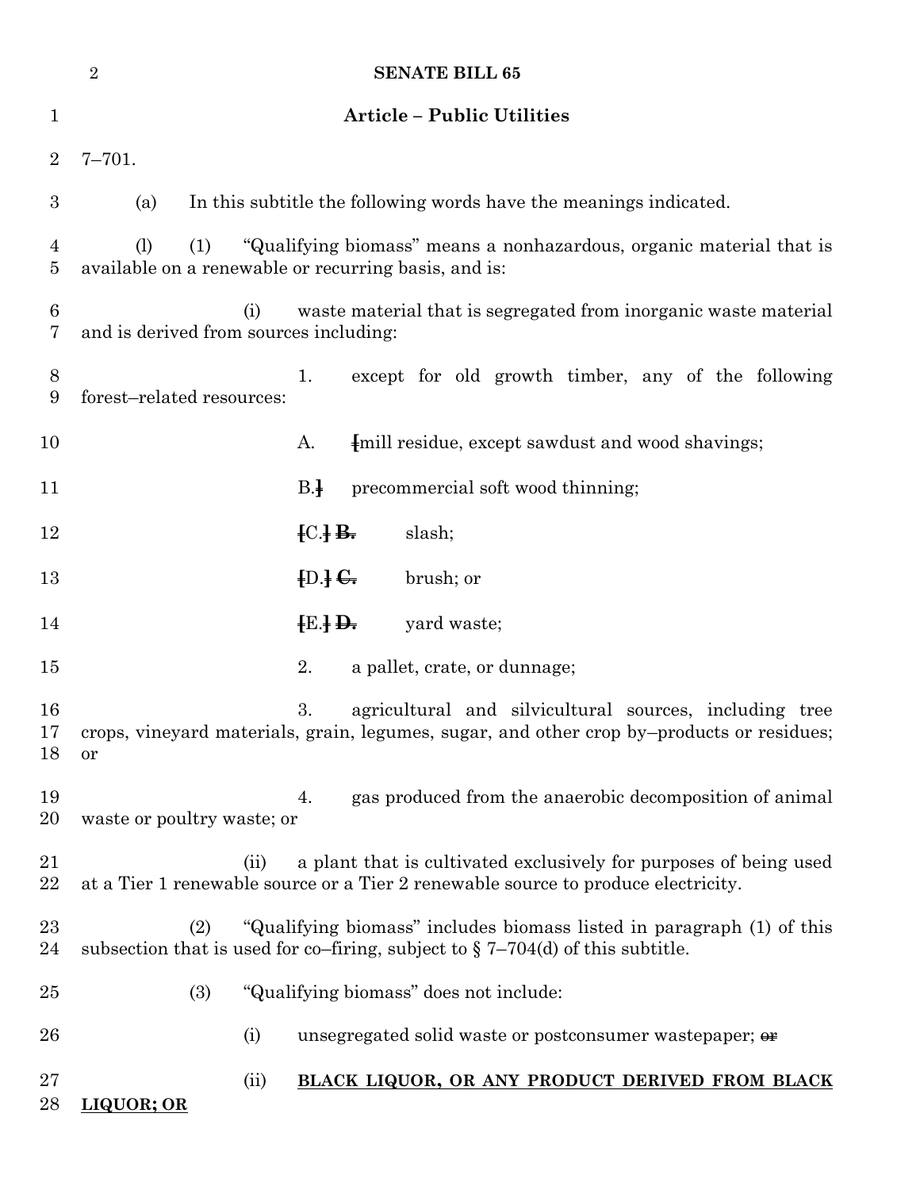**Article – Public Utilities**

7–701.

(a) In this subtitle the following words have the meanings indicated.

(l) (1) "Qualifying biomass" means a nonhazardous, organic material that is available on a renewable or recurring basis, and is:

(i) waste material that is segregated from inorganic waste material and is derived from sources including:

1. except for old growth timber, any of the following forest–related resources:

A. [mill residue, except sawdust and wood shavings;

B.] precommercial soft wood thinning;

[C.] ~~B.~~ slash;

[D.] ~~C.~~ brush; or

[E.] ~~D.~~ yard waste;

2. a pallet, crate, or dunnage;

3. agricultural and silvicultural sources, including tree crops, vineyard materials, grain, legumes, sugar, and other crop by–products or residues; or

4. gas produced from the anaerobic decomposition of animal waste or poultry waste; or

(ii) a plant that is cultivated exclusively for purposes of being used at a Tier 1 renewable source or a Tier 2 renewable source to produce electricity.

(2) "Qualifying biomass" includes biomass listed in paragraph (1) of this subsection that is used for co–firing, subject to § 7–704(d) of this subtitle.

(3) "Qualifying biomass" does not include:

(i) unsegregated solid waste or postconsumer wastepaper; ~~or~~

(ii) <u>**BLACK LIQUOR, OR ANY PRODUCT DERIVED FROM BLACK LIQUOR; OR**</u>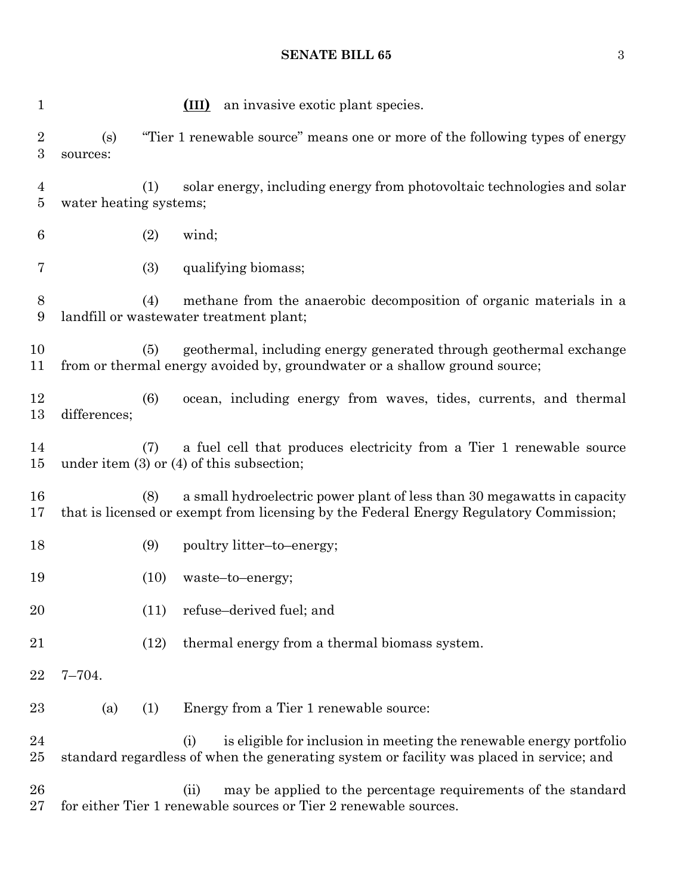**(III)** an invasive exotic plant species.

(s) "Tier 1 renewable source" means one or more of the following types of energy sources:

(1) solar energy, including energy from photovoltaic technologies and solar water heating systems;

(2) wind;

(3) qualifying biomass;

(4) methane from the anaerobic decomposition of organic materials in a landfill or wastewater treatment plant;

(5) geothermal, including energy generated through geothermal exchange from or thermal energy avoided by, groundwater or a shallow ground source;

(6) ocean, including energy from waves, tides, currents, and thermal differences;

(7) a fuel cell that produces electricity from a Tier 1 renewable source under item (3) or (4) of this subsection;

(8) a small hydroelectric power plant of less than 30 megawatts in capacity that is licensed or exempt from licensing by the Federal Energy Regulatory Commission;

(9) poultry litter–to–energy;

(10) waste–to–energy;

(11) refuse–derived fuel; and

(12) thermal energy from a thermal biomass system.

7–704.

(a) (1) Energy from a Tier 1 renewable source:

(i) is eligible for inclusion in meeting the renewable energy portfolio standard regardless of when the generating system or facility was placed in service; and

(ii) may be applied to the percentage requirements of the standard for either Tier 1 renewable sources or Tier 2 renewable sources.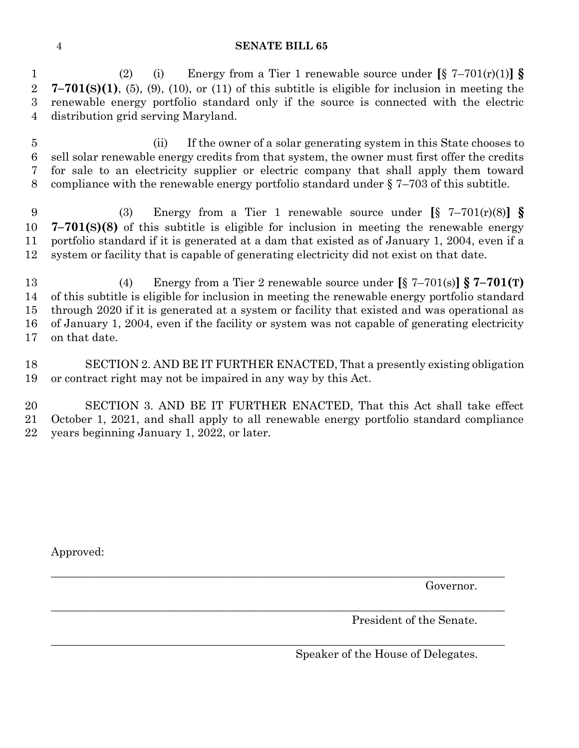(2) (i) Energy from a Tier 1 renewable source under [§ 7–701(r)(1)] **§ 7–701(S)(1)**, (5), (9), (10), or (11) of this subtitle is eligible for inclusion in meeting the renewable energy portfolio standard only if the source is connected with the electric distribution grid serving Maryland.

(ii) If the owner of a solar generating system in this State chooses to sell solar renewable energy credits from that system, the owner must first offer the credits for sale to an electricity supplier or electric company that shall apply them toward compliance with the renewable energy portfolio standard under § 7–703 of this subtitle.

(3) Energy from a Tier 1 renewable source under [§ 7–701(r)(8)] **§ 7–701(S)(8)** of this subtitle is eligible for inclusion in meeting the renewable energy portfolio standard if it is generated at a dam that existed as of January 1, 2004, even if a system or facility that is capable of generating electricity did not exist on that date.

(4) Energy from a Tier 2 renewable source under [§ 7–701(s)] **§ 7–701(T)** of this subtitle is eligible for inclusion in meeting the renewable energy portfolio standard through 2020 if it is generated at a system or facility that existed and was operational as of January 1, 2004, even if the facility or system was not capable of generating electricity on that date.

SECTION 2. AND BE IT FURTHER ENACTED, That a presently existing obligation or contract right may not be impaired in any way by this Act.

SECTION 3. AND BE IT FURTHER ENACTED, That this Act shall take effect October 1, 2021, and shall apply to all renewable energy portfolio standard compliance years beginning January 1, 2022, or later.

Approved:

\_\_\_\_\_\_\_\_\_\_\_\_\_\_\_\_\_\_\_\_\_\_\_\_\_\_\_\_\_\_\_\_\_\_\_\_\_\_\_\_
Governor.

\_\_\_\_\_\_\_\_\_\_\_\_\_\_\_\_\_\_\_\_\_\_\_\_\_\_\_\_\_\_\_\_\_\_\_\_\_\_\_\_
President of the Senate.

\_\_\_\_\_\_\_\_\_\_\_\_\_\_\_\_\_\_\_\_\_\_\_\_\_\_\_\_\_\_\_\_\_\_\_\_\_\_\_\_
Speaker of the House of Delegates.